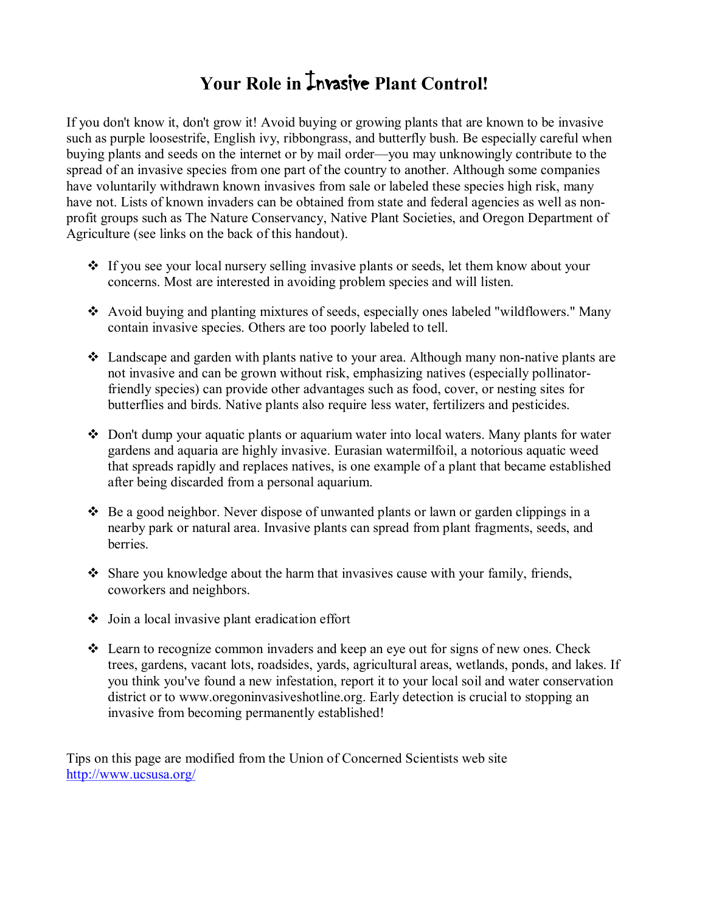# Your Role in Invasive Plant Control!

If you don't know it, don't grow it! Avoid buying or growing plants that are known to be invasive such as purple loosestrife, English ivy, ribbongrass, and butterfly bush. Be especially careful when buying plants and seeds on the internet or by mail order—you may unknowingly contribute to the spread of an invasive species from one part of the country to another. Although some companies have voluntarily withdrawn known invasives from sale or labeled these species high risk, many have not. Lists of known invaders can be obtained from state and federal agencies as well as non-profit groups such as The Nature Conservancy, Native Plant Societies, and Oregon Department of Agriculture (see links on the back of this handout).

- If you see your local nursery selling invasive plants or seeds, let them know about your concerns. Most are interested in avoiding problem species and will listen.
- Avoid buying and planting mixtures of seeds, especially ones labeled "wildflowers." Many contain invasive species. Others are too poorly labeled to tell.
- Landscape and garden with plants native to your area. Although many non-native plants are not invasive and can be grown without risk, emphasizing natives (especially pollinator-friendly species) can provide other advantages such as food, cover, or nesting sites for butterflies and birds. Native plants also require less water, fertilizers and pesticides.
- Don't dump your aquatic plants or aquarium water into local waters. Many plants for water gardens and aquaria are highly invasive. Eurasian watermilfoil, a notorious aquatic weed that spreads rapidly and replaces natives, is one example of a plant that became established after being discarded from a personal aquarium.
- Be a good neighbor. Never dispose of unwanted plants or lawn or garden clippings in a nearby park or natural area. Invasive plants can spread from plant fragments, seeds, and berries.
- Share you knowledge about the harm that invasives cause with your family, friends, coworkers and neighbors.
- Join a local invasive plant eradication effort
- Learn to recognize common invaders and keep an eye out for signs of new ones. Check trees, gardens, vacant lots, roadsides, yards, agricultural areas, wetlands, ponds, and lakes. If you think you've found a new infestation, report it to your local soil and water conservation district or to www.oregoninvasiveshotline.org. Early detection is crucial to stopping an invasive from becoming permanently established!

Tips on this page are modified from the Union of Concerned Scientists web site http://www.ucsusa.org/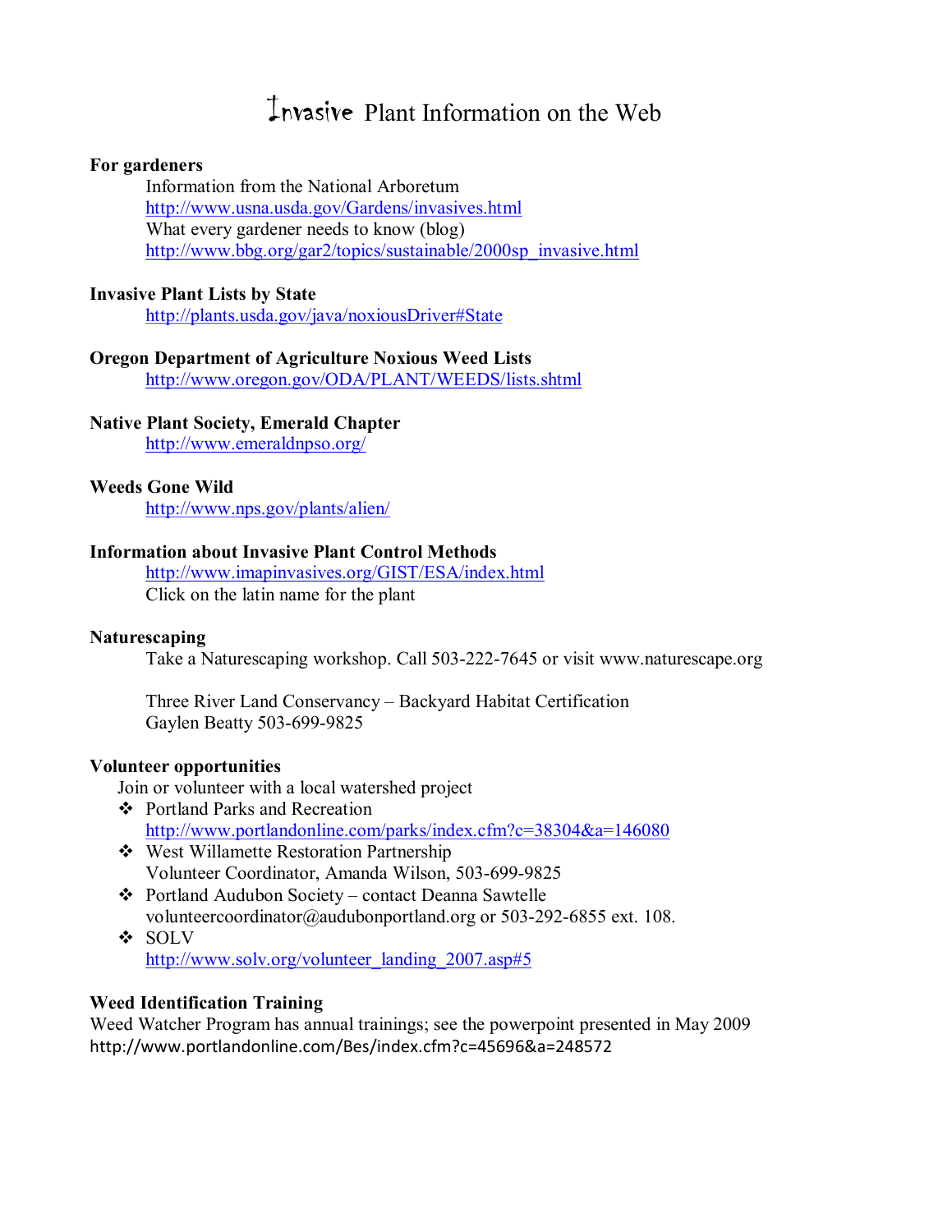# Invasive Plant Information on the Web

**For gardeners**

Information from the National Arboretum
http://www.usna.usda.gov/Gardens/invasives.html
What every gardener needs to know (blog)
http://www.bbg.org/gar2/topics/sustainable/2000sp_invasive.html

**Invasive Plant Lists by State**

http://plants.usda.gov/java/noxiousDriver#State

**Oregon Department of Agriculture Noxious Weed Lists**

http://www.oregon.gov/ODA/PLANT/WEEDS/lists.shtml

**Native Plant Society, Emerald Chapter**

http://www.emeraldnpso.org/

**Weeds Gone Wild**

http://www.nps.gov/plants/alien/

**Information about Invasive Plant Control Methods**

http://www.imapinvasives.org/GIST/ESA/index.html
Click on the latin name for the plant

**Naturescaping**

Take a Naturescaping workshop. Call 503-222-7645 or visit www.naturescape.org

Three River Land Conservancy – Backyard Habitat Certification
Gaylen Beatty 503-699-9825

**Volunteer opportunities**

Join or volunteer with a local watershed project

- Portland Parks and Recreation
  http://www.portlandonline.com/parks/index.cfm?c=38304&a=146080
- West Willamette Restoration Partnership
  Volunteer Coordinator, Amanda Wilson, 503-699-9825
- Portland Audubon Society – contact Deanna Sawtelle
  volunteercoordinator@audubonportland.org or 503-292-6855 ext. 108.
- SOLV
  http://www.solv.org/volunteer_landing_2007.asp#5

**Weed Identification Training**

Weed Watcher Program has annual trainings; see the powerpoint presented in May 2009
http://www.portlandonline.com/Bes/index.cfm?c=45696&a=248572